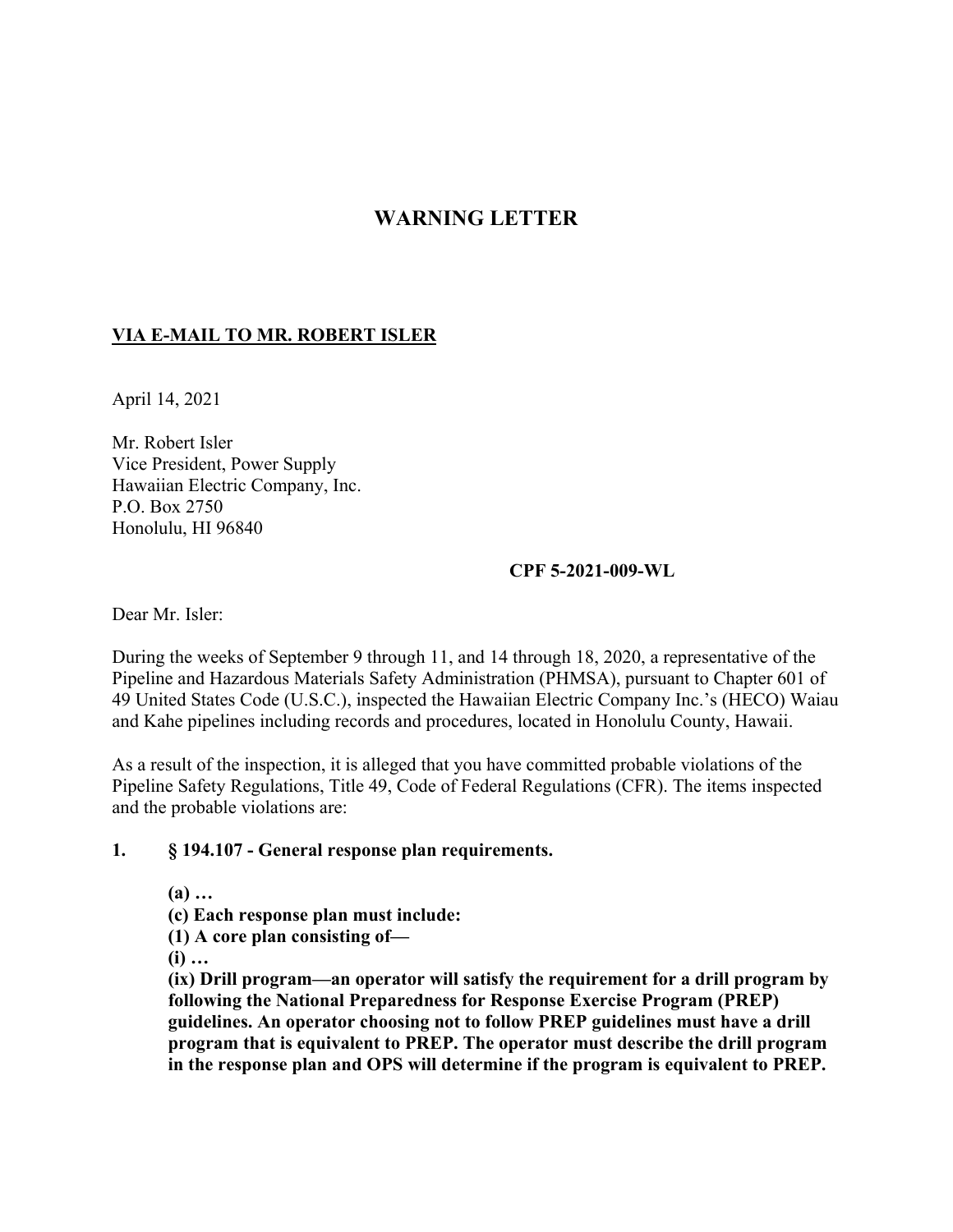# WARNING LETTER

**VIA E-MAIL TO MR. ROBERT ISLER**

April 14, 2021

Mr. Robert Isler
Vice President, Power Supply
Hawaiian Electric Company, Inc.
P.O. Box 2750
Honolulu, HI 96840

**CPF 5-2021-009-WL**

Dear Mr. Isler:

During the weeks of September 9 through 11, and 14 through 18, 2020, a representative of the Pipeline and Hazardous Materials Safety Administration (PHMSA), pursuant to Chapter 601 of 49 United States Code (U.S.C.), inspected the Hawaiian Electric Company Inc.'s (HECO) Waiau and Kahe pipelines including records and procedures, located in Honolulu County, Hawaii.

As a result of the inspection, it is alleged that you have committed probable violations of the Pipeline Safety Regulations, Title 49, Code of Federal Regulations (CFR). The items inspected and the probable violations are:

**1. § 194.107 - General response plan requirements.**

**(a) …**
**(c) Each response plan must include:**
**(1) A core plan consisting of—**
**(i) …**
**(ix) Drill program—an operator will satisfy the requirement for a drill program by following the National Preparedness for Response Exercise Program (PREP) guidelines. An operator choosing not to follow PREP guidelines must have a drill program that is equivalent to PREP. The operator must describe the drill program in the response plan and OPS will determine if the program is equivalent to PREP.**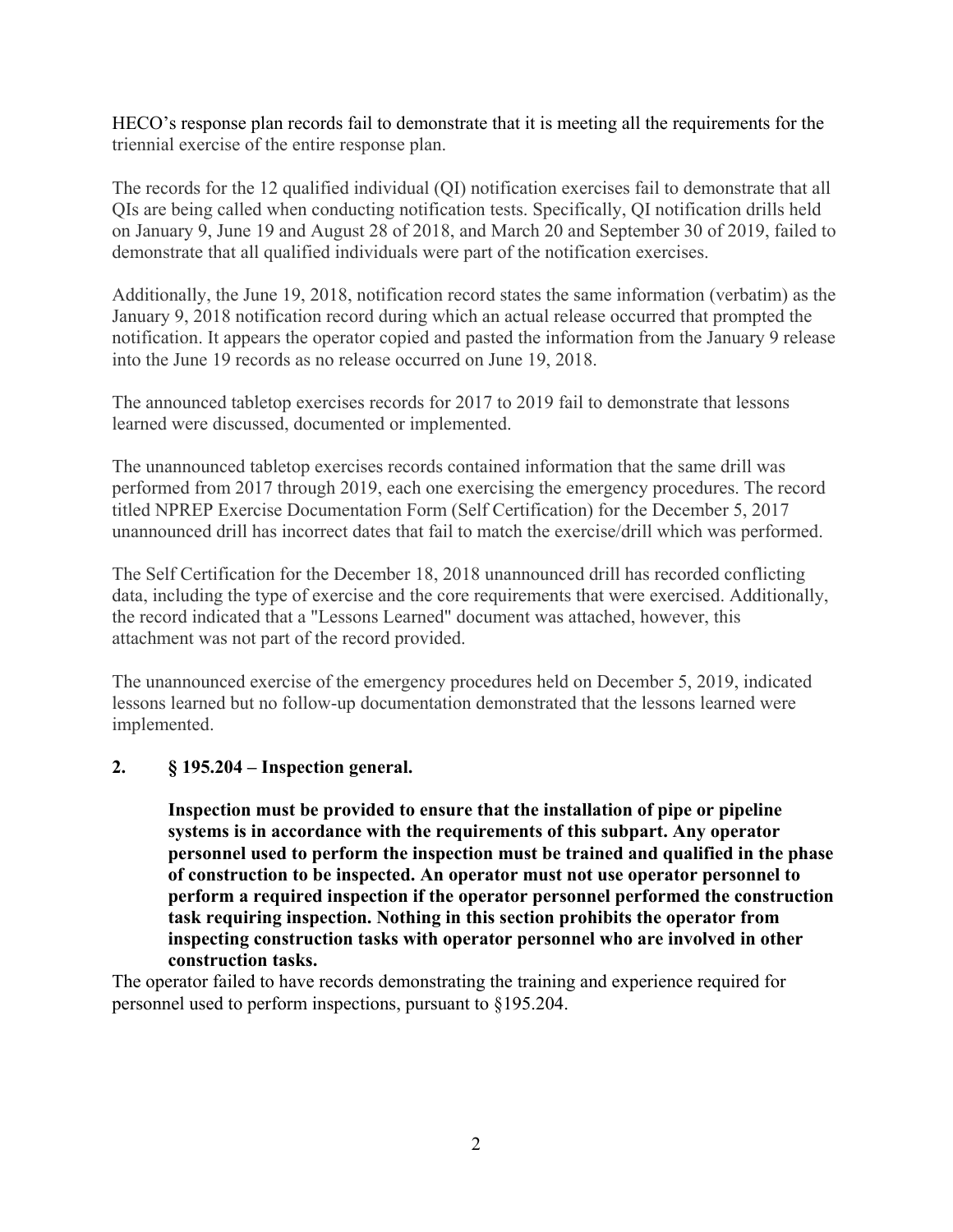HECO's response plan records fail to demonstrate that it is meeting all the requirements for the triennial exercise of the entire response plan.

The records for the 12 qualified individual (QI) notification exercises fail to demonstrate that all QIs are being called when conducting notification tests. Specifically, QI notification drills held on January 9, June 19 and August 28 of 2018, and March 20 and September 30 of 2019, failed to demonstrate that all qualified individuals were part of the notification exercises.

Additionally, the June 19, 2018, notification record states the same information (verbatim) as the January 9, 2018 notification record during which an actual release occurred that prompted the notification. It appears the operator copied and pasted the information from the January 9 release into the June 19 records as no release occurred on June 19, 2018.

The announced tabletop exercises records for 2017 to 2019 fail to demonstrate that lessons learned were discussed, documented or implemented.

The unannounced tabletop exercises records contained information that the same drill was performed from 2017 through 2019, each one exercising the emergency procedures. The record titled NPREP Exercise Documentation Form (Self Certification) for the December 5, 2017 unannounced drill has incorrect dates that fail to match the exercise/drill which was performed.

The Self Certification for the December 18, 2018 unannounced drill has recorded conflicting data, including the type of exercise and the core requirements that were exercised. Additionally, the record indicated that a "Lessons Learned" document was attached, however, this attachment was not part of the record provided.

The unannounced exercise of the emergency procedures held on December 5, 2019, indicated lessons learned but no follow-up documentation demonstrated that the lessons learned were implemented.

**2. § 195.204 – Inspection general.**

**Inspection must be provided to ensure that the installation of pipe or pipeline systems is in accordance with the requirements of this subpart. Any operator personnel used to perform the inspection must be trained and qualified in the phase of construction to be inspected. An operator must not use operator personnel to perform a required inspection if the operator personnel performed the construction task requiring inspection. Nothing in this section prohibits the operator from inspecting construction tasks with operator personnel who are involved in other construction tasks.**

The operator failed to have records demonstrating the training and experience required for personnel used to perform inspections, pursuant to §195.204.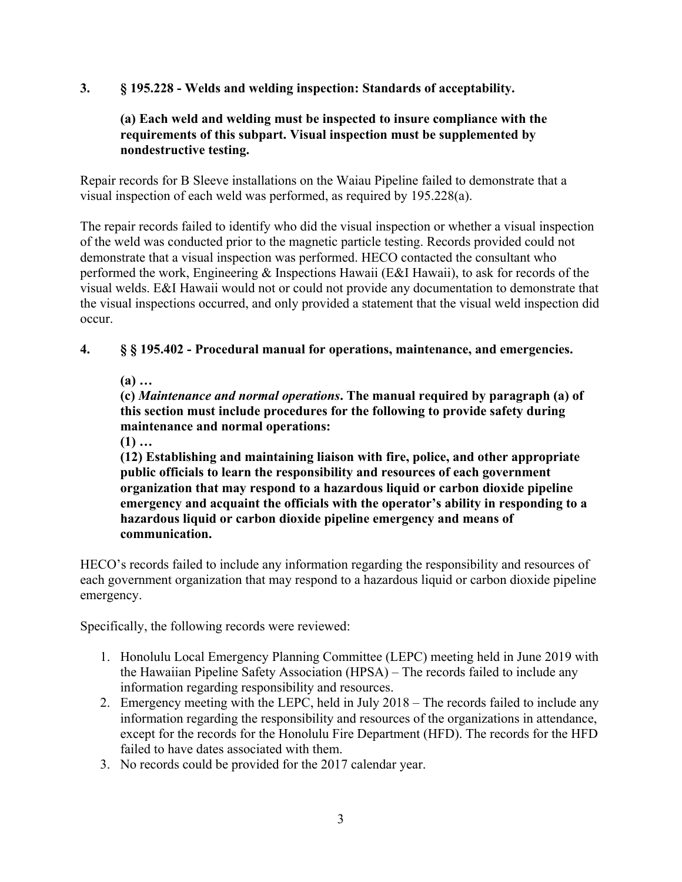**3. § 195.228 - Welds and welding inspection: Standards of acceptability.**

**(a) Each weld and welding must be inspected to insure compliance with the requirements of this subpart. Visual inspection must be supplemented by nondestructive testing.**

Repair records for B Sleeve installations on the Waiau Pipeline failed to demonstrate that a visual inspection of each weld was performed, as required by 195.228(a).

The repair records failed to identify who did the visual inspection or whether a visual inspection of the weld was conducted prior to the magnetic particle testing. Records provided could not demonstrate that a visual inspection was performed. HECO contacted the consultant who performed the work, Engineering & Inspections Hawaii (E&I Hawaii), to ask for records of the visual welds. E&I Hawaii would not or could not provide any documentation to demonstrate that the visual inspections occurred, and only provided a statement that the visual weld inspection did occur.

**4. § § 195.402 - Procedural manual for operations, maintenance, and emergencies.**

**(a) …**
**(c) *Maintenance and normal operations*. The manual required by paragraph (a) of this section must include procedures for the following to provide safety during maintenance and normal operations:**
**(1) …**
**(12) Establishing and maintaining liaison with fire, police, and other appropriate public officials to learn the responsibility and resources of each government organization that may respond to a hazardous liquid or carbon dioxide pipeline emergency and acquaint the officials with the operator's ability in responding to a hazardous liquid or carbon dioxide pipeline emergency and means of communication.**

HECO's records failed to include any information regarding the responsibility and resources of each government organization that may respond to a hazardous liquid or carbon dioxide pipeline emergency.

Specifically, the following records were reviewed:

1. Honolulu Local Emergency Planning Committee (LEPC) meeting held in June 2019 with the Hawaiian Pipeline Safety Association (HPSA) – The records failed to include any information regarding responsibility and resources.
2. Emergency meeting with the LEPC, held in July 2018 – The records failed to include any information regarding the responsibility and resources of the organizations in attendance, except for the records for the Honolulu Fire Department (HFD). The records for the HFD failed to have dates associated with them.
3. No records could be provided for the 2017 calendar year.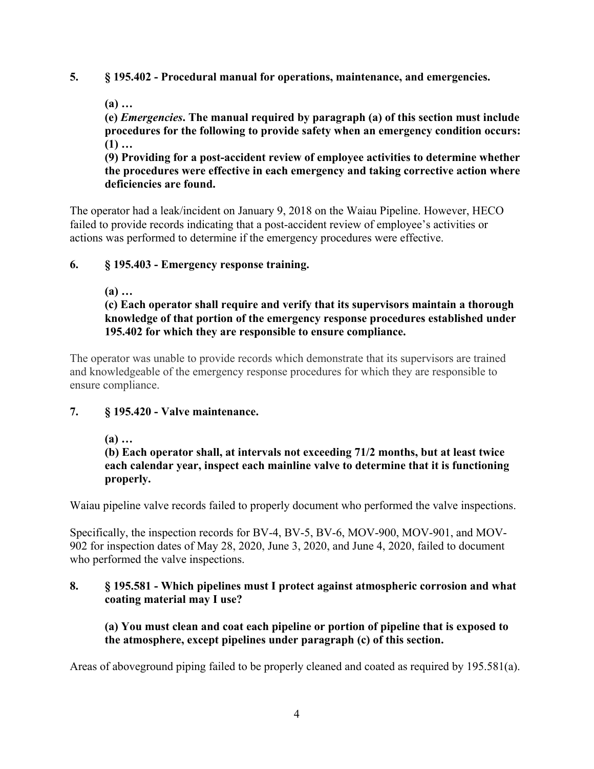**5. § 195.402 - Procedural manual for operations, maintenance, and emergencies.**

> **(a) …**
>
> **(e)** ***Emergencies*****. The manual required by paragraph (a) of this section must include procedures for the following to provide safety when an emergency condition occurs:**
> **(1) …**
> **(9) Providing for a post-accident review of employee activities to determine whether the procedures were effective in each emergency and taking corrective action where deficiencies are found.**

The operator had a leak/incident on January 9, 2018 on the Waiau Pipeline. However, HECO failed to provide records indicating that a post-accident review of employee's activities or actions was performed to determine if the emergency procedures were effective.

**6. § 195.403 - Emergency response training.**

> **(a) …**
>
> **(c) Each operator shall require and verify that its supervisors maintain a thorough knowledge of that portion of the emergency response procedures established under 195.402 for which they are responsible to ensure compliance.**

The operator was unable to provide records which demonstrate that its supervisors are trained and knowledgeable of the emergency response procedures for which they are responsible to ensure compliance.

**7. § 195.420 - Valve maintenance.**

> **(a) …**
>
> **(b) Each operator shall, at intervals not exceeding 71/2 months, but at least twice each calendar year, inspect each mainline valve to determine that it is functioning properly.**

Waiau pipeline valve records failed to properly document who performed the valve inspections.

Specifically, the inspection records for BV-4, BV-5, BV-6, MOV-900, MOV-901, and MOV-902 for inspection dates of May 28, 2020, June 3, 2020, and June 4, 2020, failed to document who performed the valve inspections.

**8. § 195.581 - Which pipelines must I protect against atmospheric corrosion and what coating material may I use?**

> **(a) You must clean and coat each pipeline or portion of pipeline that is exposed to the atmosphere, except pipelines under paragraph (c) of this section.**

Areas of aboveground piping failed to be properly cleaned and coated as required by 195.581(a).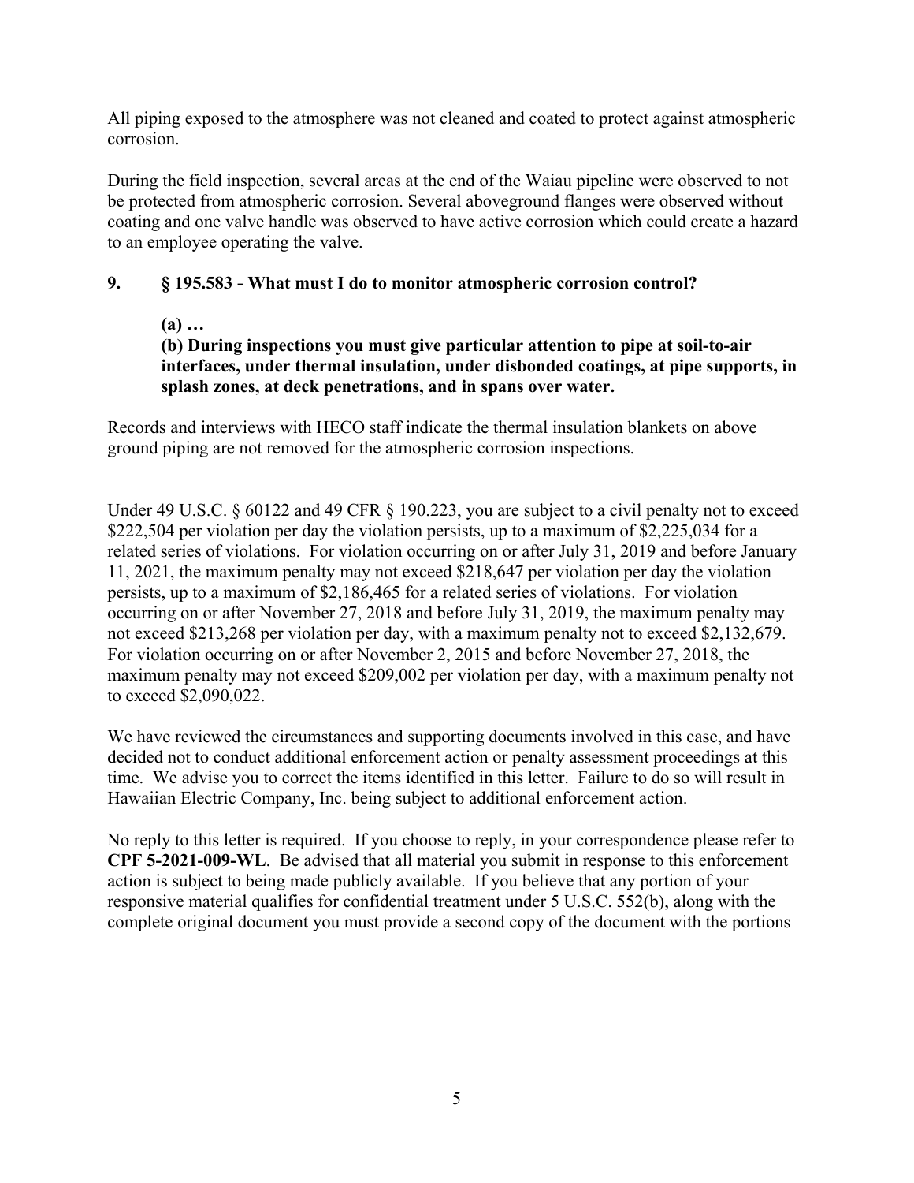All piping exposed to the atmosphere was not cleaned and coated to protect against atmospheric corrosion.

During the field inspection, several areas at the end of the Waiau pipeline were observed to not be protected from atmospheric corrosion. Several aboveground flanges were observed without coating and one valve handle was observed to have active corrosion which could create a hazard to an employee operating the valve.

**9. § 195.583 - What must I do to monitor atmospheric corrosion control?**

> **(a) …**
> **(b) During inspections you must give particular attention to pipe at soil-to-air interfaces, under thermal insulation, under disbonded coatings, at pipe supports, in splash zones, at deck penetrations, and in spans over water.**

Records and interviews with HECO staff indicate the thermal insulation blankets on above ground piping are not removed for the atmospheric corrosion inspections.

Under 49 U.S.C. § 60122 and 49 CFR § 190.223, you are subject to a civil penalty not to exceed $222,504 per violation per day the violation persists, up to a maximum of $2,225,034 for a related series of violations. For violation occurring on or after July 31, 2019 and before January 11, 2021, the maximum penalty may not exceed $218,647 per violation per day the violation persists, up to a maximum of $2,186,465 for a related series of violations. For violation occurring on or after November 27, 2018 and before July 31, 2019, the maximum penalty may not exceed $213,268 per violation per day, with a maximum penalty not to exceed $2,132,679. For violation occurring on or after November 2, 2015 and before November 27, 2018, the maximum penalty may not exceed $209,002 per violation per day, with a maximum penalty not to exceed $2,090,022.

We have reviewed the circumstances and supporting documents involved in this case, and have decided not to conduct additional enforcement action or penalty assessment proceedings at this time. We advise you to correct the items identified in this letter. Failure to do so will result in Hawaiian Electric Company, Inc. being subject to additional enforcement action.

No reply to this letter is required. If you choose to reply, in your correspondence please refer to **CPF 5-2021-009-WL**. Be advised that all material you submit in response to this enforcement action is subject to being made publicly available. If you believe that any portion of your responsive material qualifies for confidential treatment under 5 U.S.C. 552(b), along with the complete original document you must provide a second copy of the document with the portions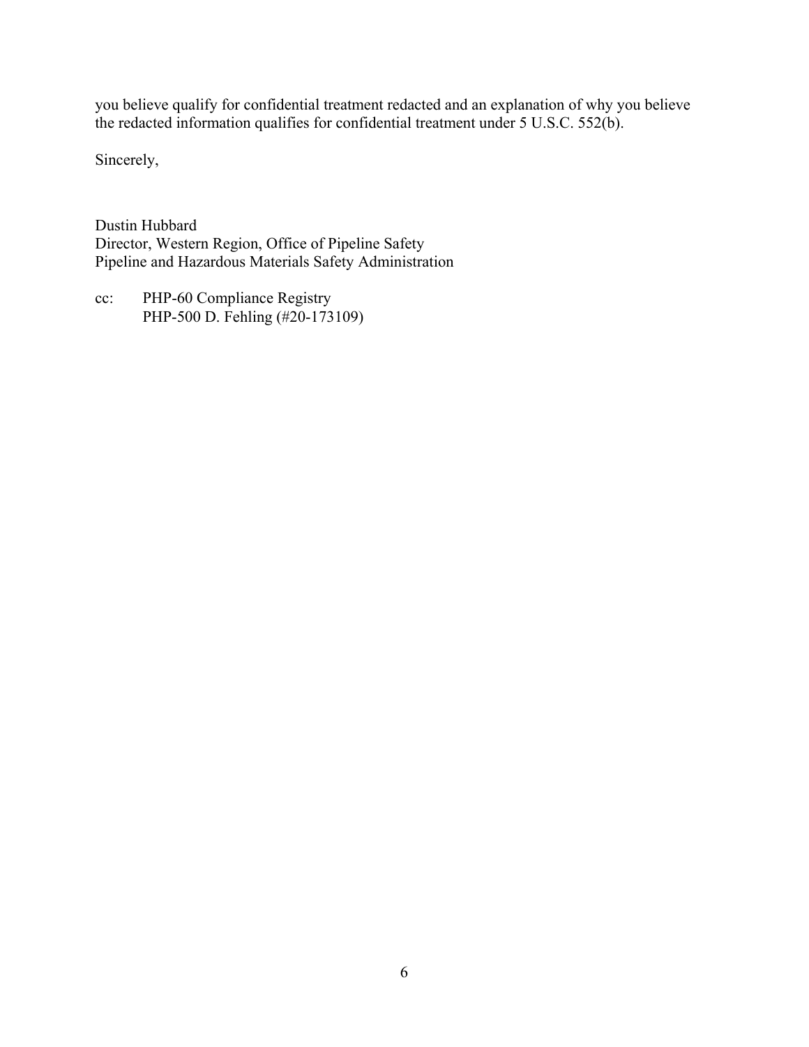you believe qualify for confidential treatment redacted and an explanation of why you believe the redacted information qualifies for confidential treatment under 5 U.S.C. 552(b).

Sincerely,

Dustin Hubbard
Director, Western Region, Office of Pipeline Safety
Pipeline and Hazardous Materials Safety Administration

cc: PHP-60 Compliance Registry
PHP-500 D. Fehling (#20-173109)